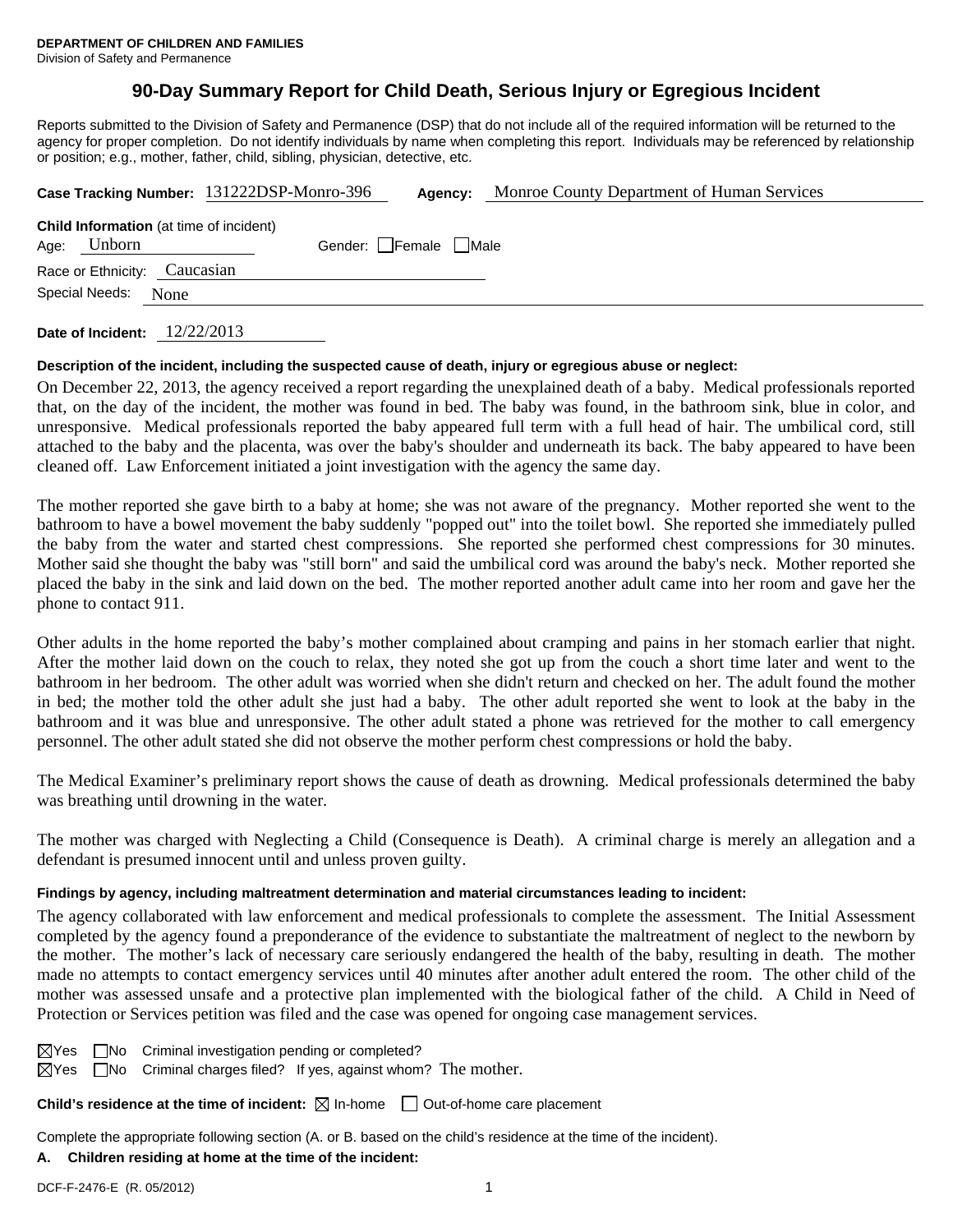**DEPARTMENT OF CHILDREN AND FAMILIES**
Division of Safety and Permanence

# 90-Day Summary Report for Child Death, Serious Injury or Egregious Incident

Reports submitted to the Division of Safety and Permanence (DSP) that do not include all of the required information will be returned to the agency for proper completion. Do not identify individuals by name when completing this report. Individuals may be referenced by relationship or position; e.g., mother, father, child, sibling, physician, detective, etc.

**Case Tracking Number:** 131222DSP-Monro-396 **Agency:** Monroe County Department of Human Services

**Child Information** (at time of incident)
Age: Unborn Gender: ☐ Female ☐ Male
Race or Ethnicity: Caucasian
Special Needs: None

**Date of Incident:** 12/22/2013

**Description of the incident, including the suspected cause of death, injury or egregious abuse or neglect:**

On December 22, 2013, the agency received a report regarding the unexplained death of a baby. Medical professionals reported that, on the day of the incident, the mother was found in bed. The baby was found, in the bathroom sink, blue in color, and unresponsive. Medical professionals reported the baby appeared full term with a full head of hair. The umbilical cord, still attached to the baby and the placenta, was over the baby's shoulder and underneath its back. The baby appeared to have been cleaned off. Law Enforcement initiated a joint investigation with the agency the same day.

The mother reported she gave birth to a baby at home; she was not aware of the pregnancy. Mother reported she went to the bathroom to have a bowel movement the baby suddenly "popped out" into the toilet bowl. She reported she immediately pulled the baby from the water and started chest compressions. She reported she performed chest compressions for 30 minutes. Mother said she thought the baby was "still born" and said the umbilical cord was around the baby's neck. Mother reported she placed the baby in the sink and laid down on the bed. The mother reported another adult came into her room and gave her the phone to contact 911.

Other adults in the home reported the baby's mother complained about cramping and pains in her stomach earlier that night. After the mother laid down on the couch to relax, they noted she got up from the couch a short time later and went to the bathroom in her bedroom. The other adult was worried when she didn't return and checked on her. The adult found the mother in bed; the mother told the other adult she just had a baby. The other adult reported she went to look at the baby in the bathroom and it was blue and unresponsive. The other adult stated a phone was retrieved for the mother to call emergency personnel. The other adult stated she did not observe the mother perform chest compressions or hold the baby.

The Medical Examiner's preliminary report shows the cause of death as drowning. Medical professionals determined the baby was breathing until drowning in the water.

The mother was charged with Neglecting a Child (Consequence is Death). A criminal charge is merely an allegation and a defendant is presumed innocent until and unless proven guilty.

**Findings by agency, including maltreatment determination and material circumstances leading to incident:**

The agency collaborated with law enforcement and medical professionals to complete the assessment. The Initial Assessment completed by the agency found a preponderance of the evidence to substantiate the maltreatment of neglect to the newborn by the mother. The mother's lack of necessary care seriously endangered the health of the baby, resulting in death. The mother made no attempts to contact emergency services until 40 minutes after another adult entered the room. The other child of the mother was assessed unsafe and a protective plan implemented with the biological father of the child. A Child in Need of Protection or Services petition was filed and the case was opened for ongoing case management services.

☒ Yes ☐ No Criminal investigation pending or completed?
☒ Yes ☐ No Criminal charges filed? If yes, against whom? The mother.

**Child's residence at the time of incident:** ☒ In-home ☐ Out-of-home care placement

Complete the appropriate following section (A. or B. based on the child's residence at the time of the incident).

**A. Children residing at home at the time of the incident:**

DCF-F-2476-E (R. 05/2012)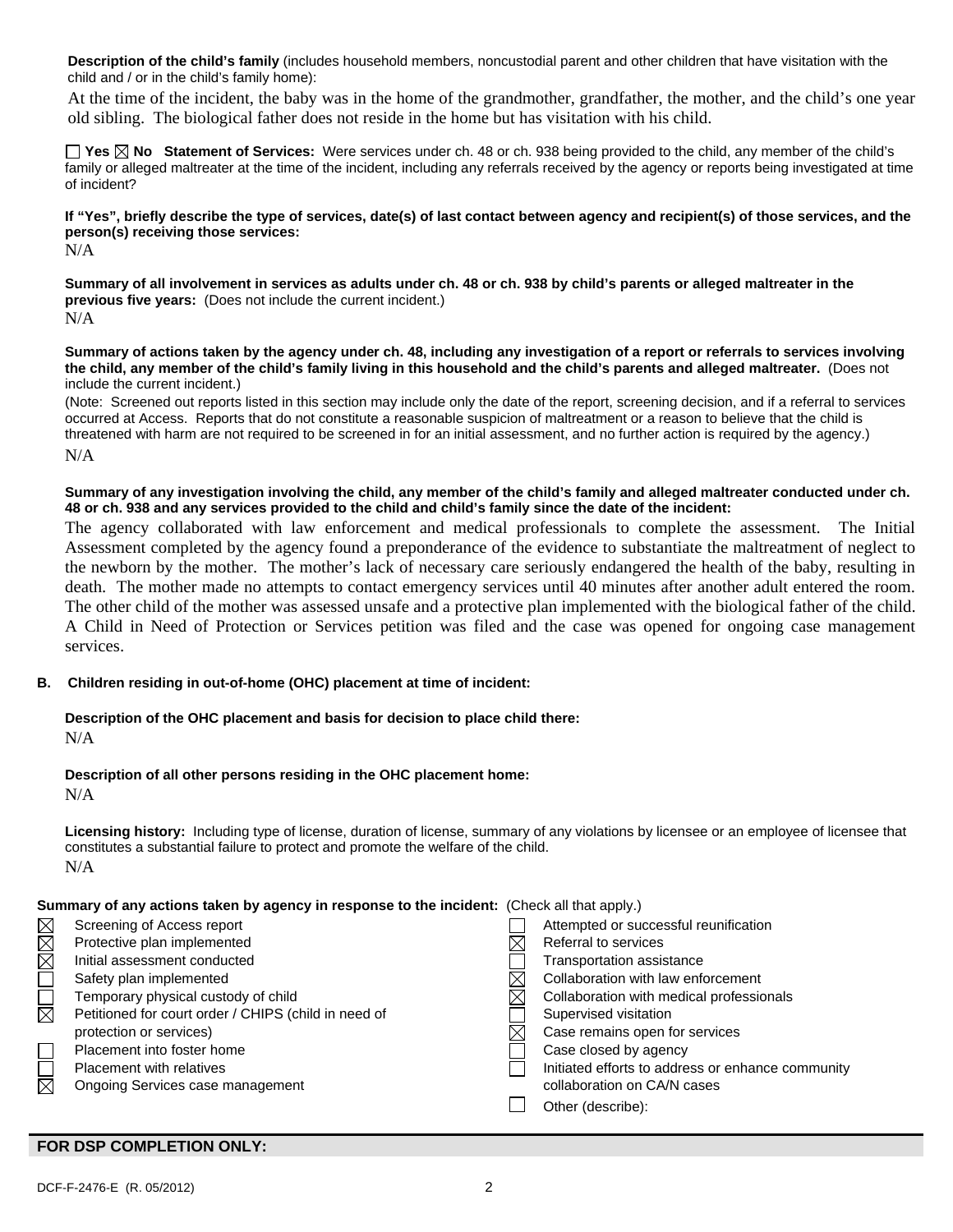**Description of the child's family** (includes household members, noncustodial parent and other children that have visitation with the child and / or in the child's family home):

At the time of the incident, the baby was in the home of the grandmother, grandfather, the mother, and the child's one year old sibling. The biological father does not reside in the home but has visitation with his child.

☐ Yes ☒ No **Statement of Services:** Were services under ch. 48 or ch. 938 being provided to the child, any member of the child's family or alleged maltreater at the time of the incident, including any referrals received by the agency or reports being investigated at time of incident?

**If "Yes", briefly describe the type of services, date(s) of last contact between agency and recipient(s) of those services, and the person(s) receiving those services:**

N/A

**Summary of all involvement in services as adults under ch. 48 or ch. 938 by child's parents or alleged maltreater in the previous five years:** (Does not include the current incident.)

N/A

**Summary of actions taken by the agency under ch. 48, including any investigation of a report or referrals to services involving the child, any member of the child's family living in this household and the child's parents and alleged maltreater.** (Does not include the current incident.)

(Note: Screened out reports listed in this section may include only the date of the report, screening decision, and if a referral to services occurred at Access. Reports that do not constitute a reasonable suspicion of maltreatment or a reason to believe that the child is threatened with harm are not required to be screened in for an initial assessment, and no further action is required by the agency.)

N/A

**Summary of any investigation involving the child, any member of the child's family and alleged maltreater conducted under ch. 48 or ch. 938 and any services provided to the child and child's family since the date of the incident:**

The agency collaborated with law enforcement and medical professionals to complete the assessment. The Initial Assessment completed by the agency found a preponderance of the evidence to substantiate the maltreatment of neglect to the newborn by the mother. The mother's lack of necessary care seriously endangered the health of the baby, resulting in death. The mother made no attempts to contact emergency services until 40 minutes after another adult entered the room. The other child of the mother was assessed unsafe and a protective plan implemented with the biological father of the child. A Child in Need of Protection or Services petition was filed and the case was opened for ongoing case management services.

**B. Children residing in out-of-home (OHC) placement at time of incident:**

**Description of the OHC placement and basis for decision to place child there:**

N/A

**Description of all other persons residing in the OHC placement home:**

N/A

**Licensing history:** Including type of license, duration of license, summary of any violations by licensee or an employee of licensee that constitutes a substantial failure to protect and promote the welfare of the child.

N/A

**Summary of any actions taken by agency in response to the incident:** (Check all that apply.)

- ☒ Screening of Access report
- ☒ Protective plan implemented
- ☒ Initial assessment conducted
- ☐ Safety plan implemented
- ☐ Temporary physical custody of child
- ☒ Petitioned for court order / CHIPS (child in need of protection or services)
- ☐ Placement into foster home
- ☐ Placement with relatives
- ☒ Ongoing Services case management
- ☐ Attempted or successful reunification
- ☒ Referral to services
- ☐ Transportation assistance
- ☒ Collaboration with law enforcement
- ☒ Collaboration with medical professionals
- ☐ Supervised visitation
- ☒ Case remains open for services
- ☐ Case closed by agency
- ☐ Initiated efforts to address or enhance community collaboration on CA/N cases
- ☐ Other (describe):

**FOR DSP COMPLETION ONLY:**

DCF-F-2476-E (R. 05/2012)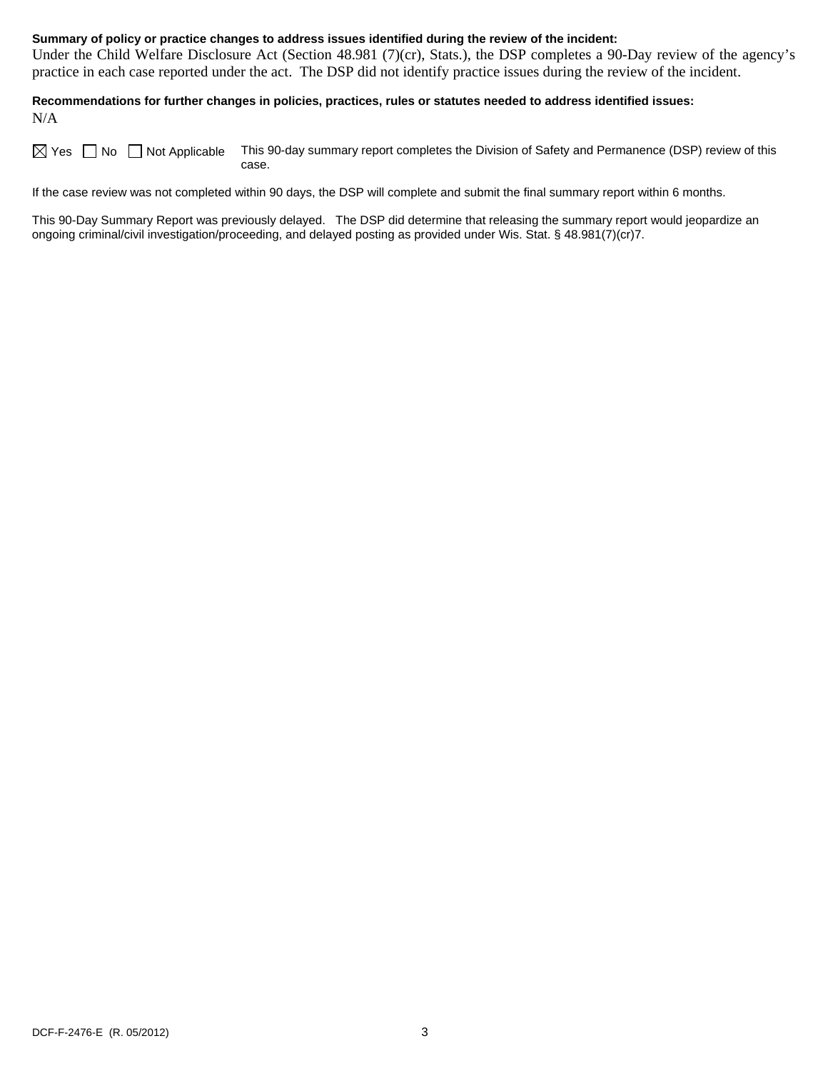**Summary of policy or practice changes to address issues identified during the review of the incident:**

Under the Child Welfare Disclosure Act (Section 48.981 (7)(cr), Stats.), the DSP completes a 90-Day review of the agency's practice in each case reported under the act. The DSP did not identify practice issues during the review of the incident.

**Recommendations for further changes in policies, practices, rules or statutes needed to address identified issues:**

N/A

☒ Yes ☐ No ☐ Not Applicable This 90-day summary report completes the Division of Safety and Permanence (DSP) review of this case.

If the case review was not completed within 90 days, the DSP will complete and submit the final summary report within 6 months.

This 90-Day Summary Report was previously delayed. The DSP did determine that releasing the summary report would jeopardize an ongoing criminal/civil investigation/proceeding, and delayed posting as provided under Wis. Stat. § 48.981(7)(cr)7.

DCF-F-2476-E (R. 05/2012)